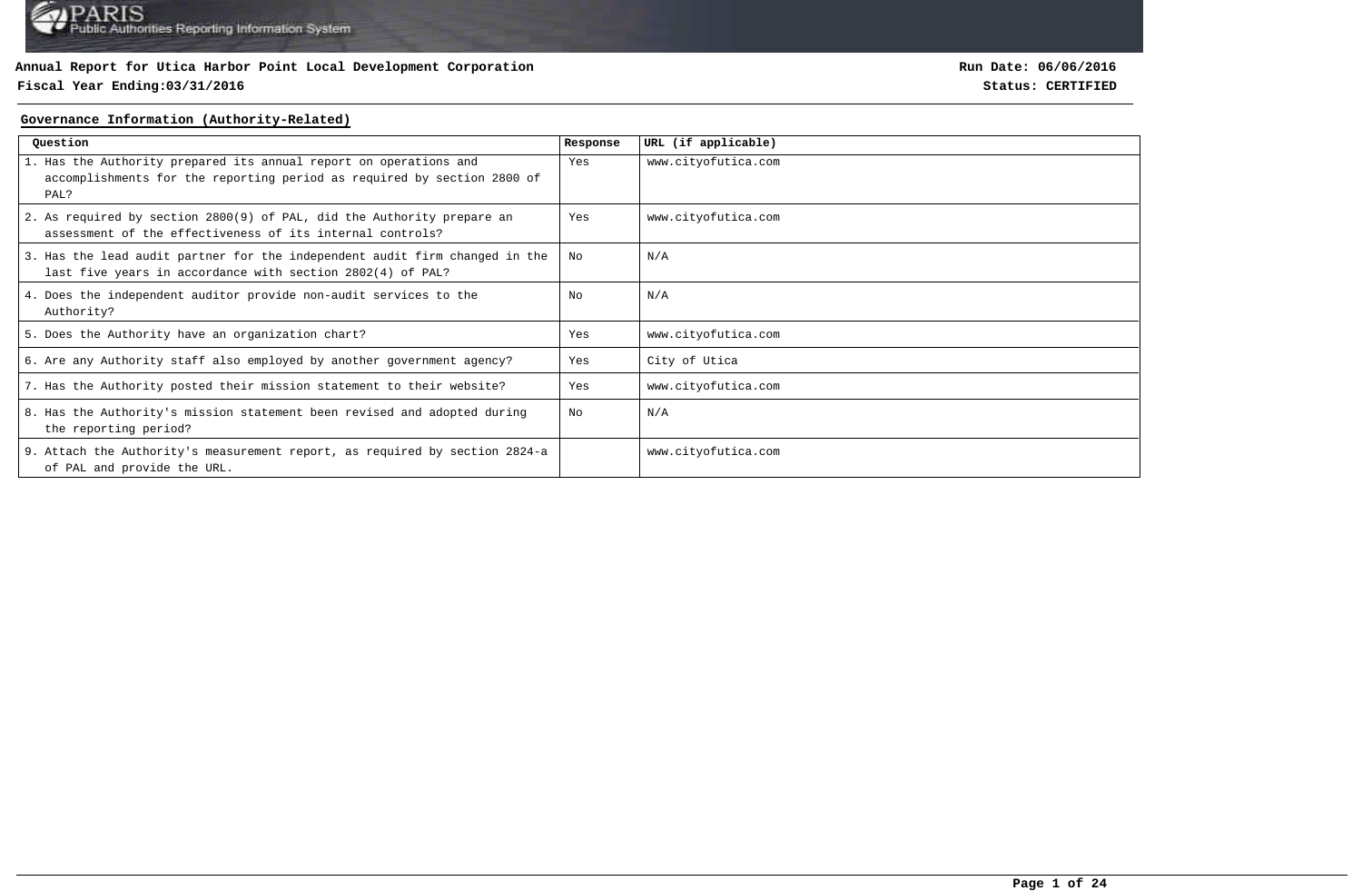**Annual Report for Utica Harbor Point Local Development Corporation**

**Fiscal Year Ending:03/31/2016**

**Run Date: 06/06/2016**

**Status: CERTIFIED**

## Governance Information (Authority-Related)

| Question | Response | URL (if applicable) |
|---|---|---|
| 1. Has the Authority prepared its annual report on operations and accomplishments for the reporting period as required by section 2800 of PAL? | Yes | www.cityofutica.com |
| 2. As required by section 2800(9) of PAL, did the Authority prepare an assessment of the effectiveness of its internal controls? | Yes | www.cityofutica.com |
| 3. Has the lead audit partner for the independent audit firm changed in the last five years in accordance with section 2802(4) of PAL? | No | N/A |
| 4. Does the independent auditor provide non-audit services to the Authority? | No | N/A |
| 5. Does the Authority have an organization chart? | Yes | www.cityofutica.com |
| 6. Are any Authority staff also employed by another government agency? | Yes | City of Utica |
| 7. Has the Authority posted their mission statement to their website? | Yes | www.cityofutica.com |
| 8. Has the Authority's mission statement been revised and adopted during the reporting period? | No | N/A |
| 9. Attach the Authority's measurement report, as required by section 2824-a of PAL and provide the URL. | | www.cityofutica.com |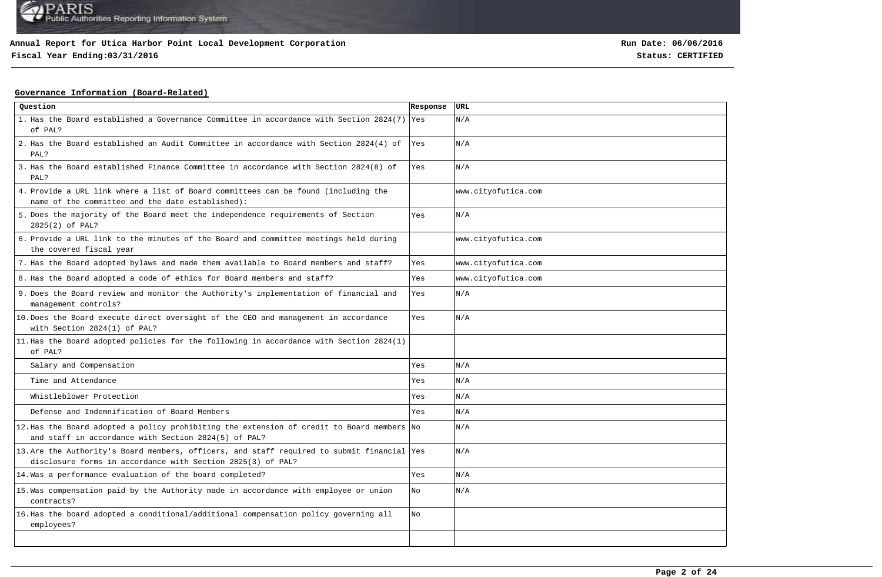**Annual Report for Utica Harbor Point Local Development Corporation**
**Fiscal Year Ending:03/31/2016**

**Run Date: 06/06/2016**
**Status: CERTIFIED**

## Governance Information (Board-Related)

| Question | Response | URL |
|---|---|---|
| 1. Has the Board established a Governance Committee in accordance with Section 2824(7) of PAL? | Yes | N/A |
| 2. Has the Board established an Audit Committee in accordance with Section 2824(4) of PAL? | Yes | N/A |
| 3. Has the Board established Finance Committee in accordance with Section 2824(8) of PAL? | Yes | N/A |
| 4. Provide a URL link where a list of Board committees can be found (including the name of the committee and the date established): | | www.cityofutica.com |
| 5. Does the majority of the Board meet the independence requirements of Section 2825(2) of PAL? | Yes | N/A |
| 6. Provide a URL link to the minutes of the Board and committee meetings held during the covered fiscal year | | www.cityofutica.com |
| 7. Has the Board adopted bylaws and made them available to Board members and staff? | Yes | www.cityofutica.com |
| 8. Has the Board adopted a code of ethics for Board members and staff? | Yes | www.cityofutica.com |
| 9. Does the Board review and monitor the Authority's implementation of financial and management controls? | Yes | N/A |
| 10. Does the Board execute direct oversight of the CEO and management in accordance with Section 2824(1) of PAL? | Yes | N/A |
| 11. Has the Board adopted policies for the following in accordance with Section 2824(1) of PAL? | | |
| Salary and Compensation | Yes | N/A |
| Time and Attendance | Yes | N/A |
| Whistleblower Protection | Yes | N/A |
| Defense and Indemnification of Board Members | Yes | N/A |
| 12. Has the Board adopted a policy prohibiting the extension of credit to Board members and staff in accordance with Section 2824(5) of PAL? | No | N/A |
| 13. Are the Authority's Board members, officers, and staff required to submit financial disclosure forms in accordance with Section 2825(3) of PAL? | Yes | N/A |
| 14. Was a performance evaluation of the board completed? | Yes | N/A |
| 15. Was compensation paid by the Authority made in accordance with employee or union contracts? | No | N/A |
| 16. Has the board adopted a conditional/additional compensation policy governing all employees? | No | |
| | | |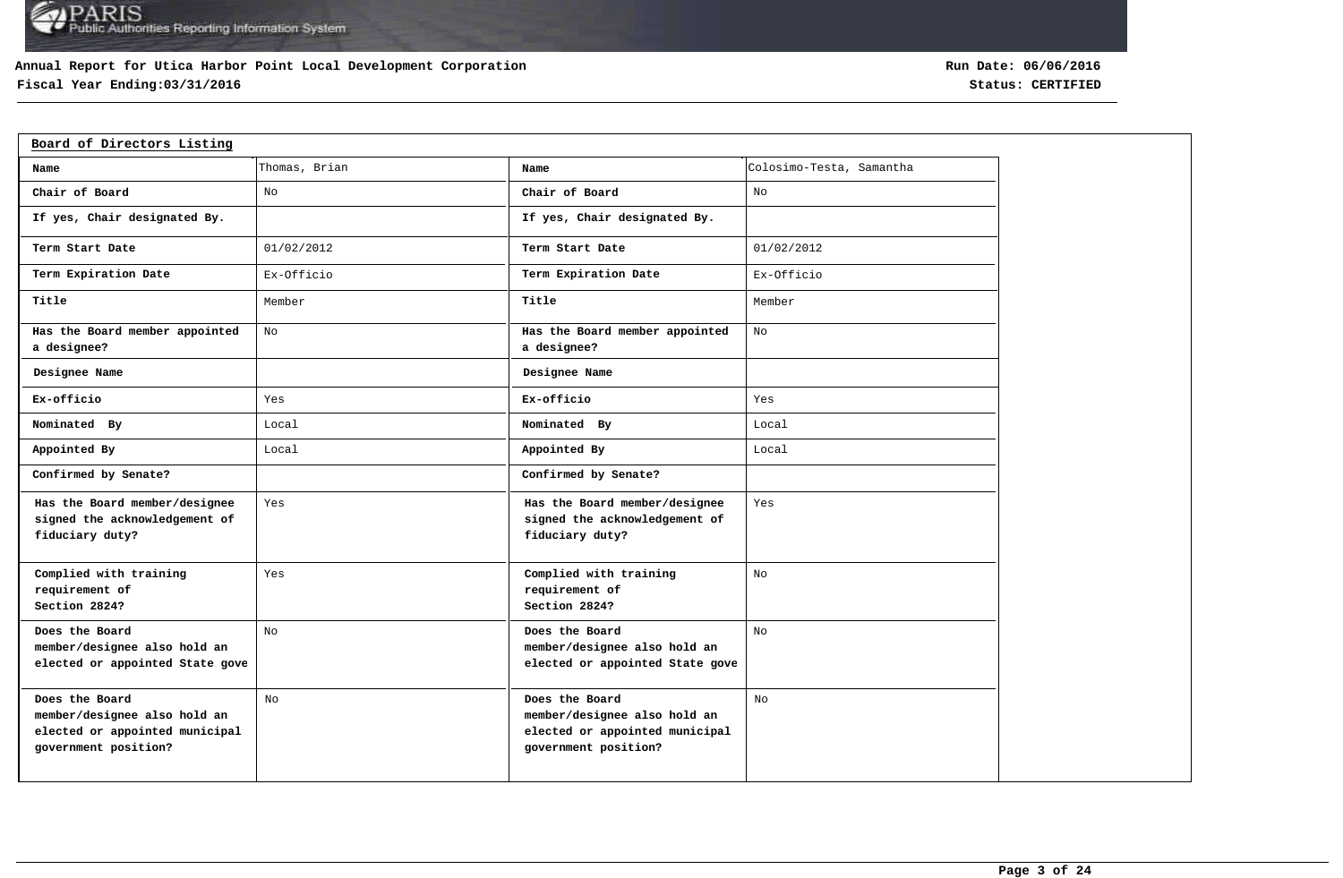**Annual Report for Utica Harbor Point Local Development Corporation**

**Fiscal Year Ending:03/31/2016**

**Run Date: 06/06/2016**

**Status: CERTIFIED**

## Board of Directors Listing

| Name | Thomas, Brian | Name | Colosimo-Testa, Samantha |
|---|---|---|---|
| Chair of Board | No | Chair of Board | No |
| If yes, Chair designated By. | | If yes, Chair designated By. | |
| Term Start Date | 01/02/2012 | Term Start Date | 01/02/2012 |
| Term Expiration Date | Ex-Officio | Term Expiration Date | Ex-Officio |
| Title | Member | Title | Member |
| Has the Board member appointed a designee? | No | Has the Board member appointed a designee? | No |
| Designee Name | | Designee Name | |
| Ex-officio | Yes | Ex-officio | Yes |
| Nominated By | Local | Nominated By | Local |
| Appointed By | Local | Appointed By | Local |
| Confirmed by Senate? | | Confirmed by Senate? | |
| Has the Board member/designee signed the acknowledgement of fiduciary duty? | Yes | Has the Board member/designee signed the acknowledgement of fiduciary duty? | Yes |
| Complied with training requirement of Section 2824? | Yes | Complied with training requirement of Section 2824? | No |
| Does the Board member/designee also hold an elected or appointed State gove | No | Does the Board member/designee also hold an elected or appointed State gove | No |
| Does the Board member/designee also hold an elected or appointed municipal government position? | No | Does the Board member/designee also hold an elected or appointed municipal government position? | No |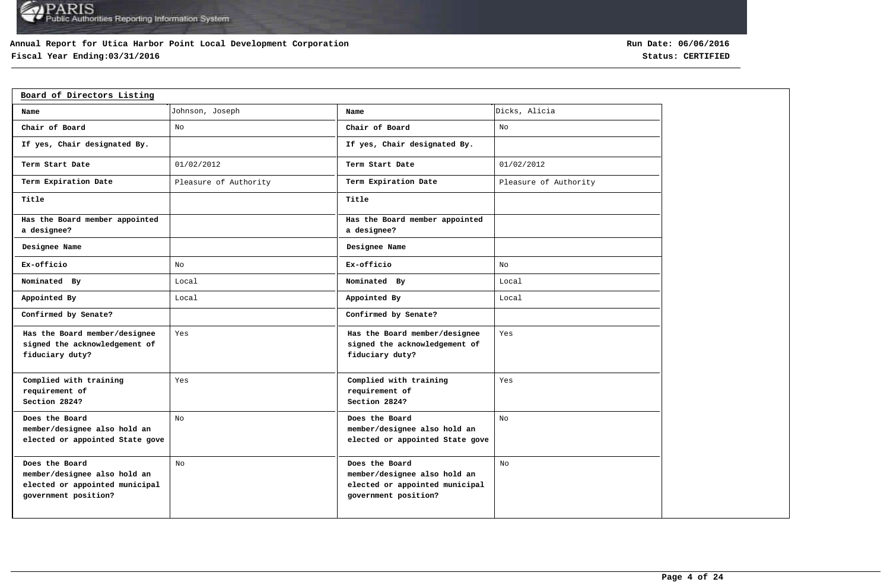**Annual Report for Utica Harbor Point Local Development Corporation**
**Fiscal Year Ending:03/31/2016**

**Run Date: 06/06/2016**
**Status: CERTIFIED**

## Board of Directors Listing

| Name | Johnson, Joseph | Name | Dicks, Alicia |
|---|---|---|---|
| Chair of Board | No | Chair of Board | No |
| If yes, Chair designated By. | | If yes, Chair designated By. | |
| Term Start Date | 01/02/2012 | Term Start Date | 01/02/2012 |
| Term Expiration Date | Pleasure of Authority | Term Expiration Date | Pleasure of Authority |
| Title | | Title | |
| Has the Board member appointed a designee? | | Has the Board member appointed a designee? | |
| Designee Name | | Designee Name | |
| Ex-officio | No | Ex-officio | No |
| Nominated By | Local | Nominated By | Local |
| Appointed By | Local | Appointed By | Local |
| Confirmed by Senate? | | Confirmed by Senate? | |
| Has the Board member/designee signed the acknowledgement of fiduciary duty? | Yes | Has the Board member/designee signed the acknowledgement of fiduciary duty? | Yes |
| Complied with training requirement of Section 2824? | Yes | Complied with training requirement of Section 2824? | Yes |
| Does the Board member/designee also hold an elected or appointed State gove | No | Does the Board member/designee also hold an elected or appointed State gove | No |
| Does the Board member/designee also hold an elected or appointed municipal government position? | No | Does the Board member/designee also hold an elected or appointed municipal government position? | No |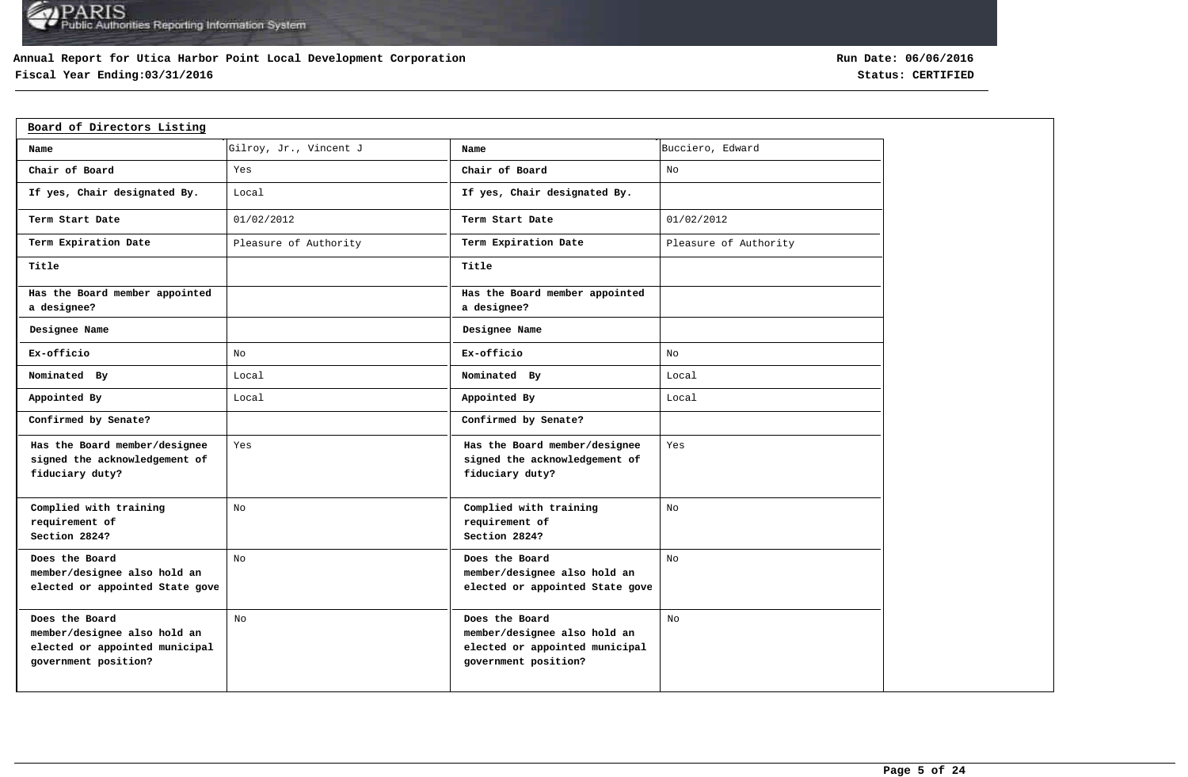**Annual Report for Utica Harbor Point Local Development Corporation**
**Fiscal Year Ending:03/31/2016**

**Run Date: 06/06/2016**
**Status: CERTIFIED**

## Board of Directors Listing

| Name | Gilroy, Jr., Vincent J | Name | Bucciero, Edward |
|---|---|---|---|
| Chair of Board | Yes | Chair of Board | No |
| If yes, Chair designated By. | Local | If yes, Chair designated By. | |
| Term Start Date | 01/02/2012 | Term Start Date | 01/02/2012 |
| Term Expiration Date | Pleasure of Authority | Term Expiration Date | Pleasure of Authority |
| Title | | Title | |
| Has the Board member appointed a designee? | | Has the Board member appointed a designee? | |
| Designee Name | | Designee Name | |
| Ex-officio | No | Ex-officio | No |
| Nominated By | Local | Nominated By | Local |
| Appointed By | Local | Appointed By | Local |
| Confirmed by Senate? | | Confirmed by Senate? | |
| Has the Board member/designee signed the acknowledgement of fiduciary duty? | Yes | Has the Board member/designee signed the acknowledgement of fiduciary duty? | Yes |
| Complied with training requirement of Section 2824? | No | Complied with training requirement of Section 2824? | No |
| Does the Board member/designee also hold an elected or appointed State gove | No | Does the Board member/designee also hold an elected or appointed State gove | No |
| Does the Board member/designee also hold an elected or appointed municipal government position? | No | Does the Board member/designee also hold an elected or appointed municipal government position? | No |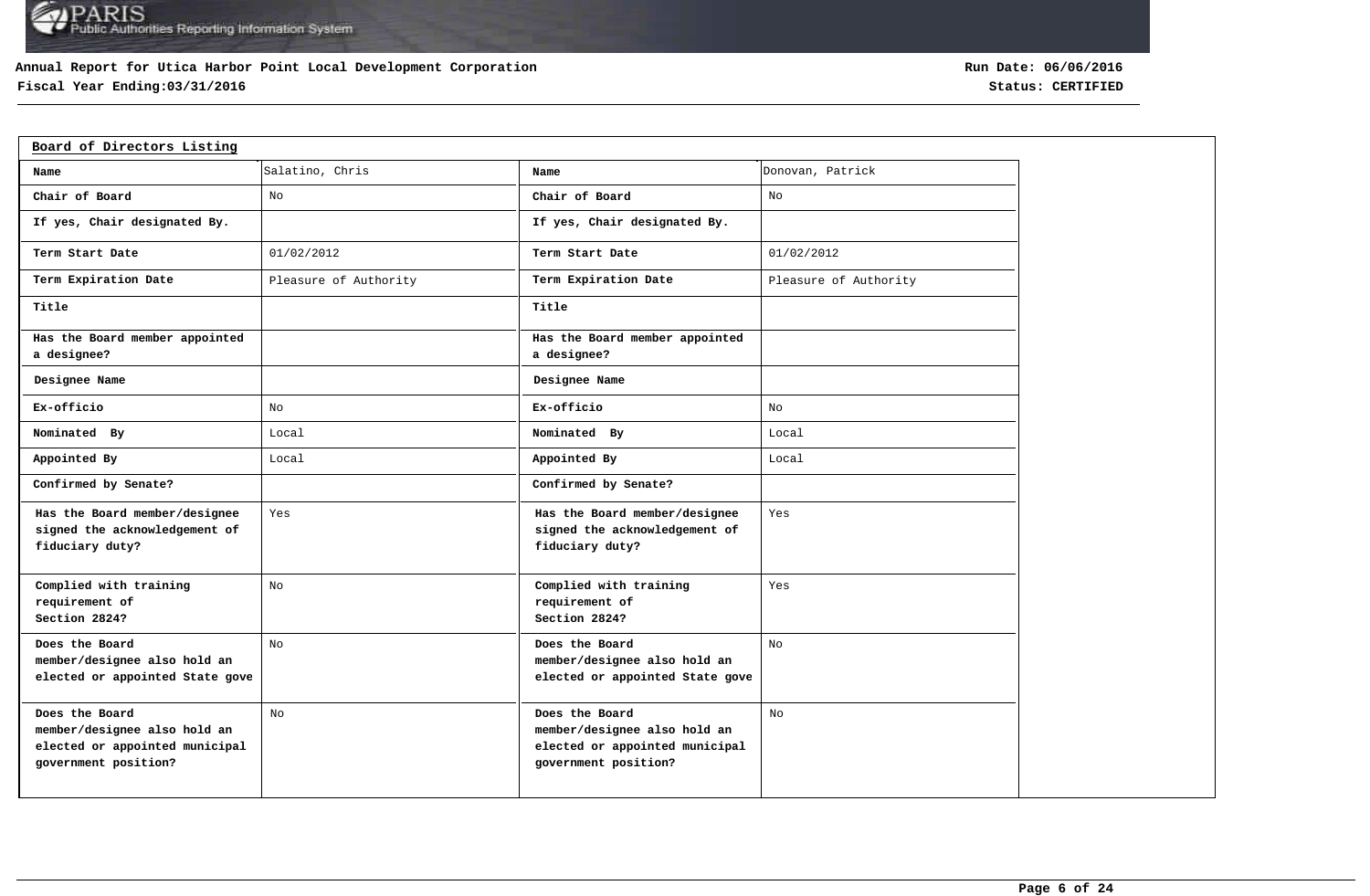Annual Report for Utica Harbor Point Local Development Corporation

Fiscal Year Ending:03/31/2016

Run Date: 06/06/2016

Status: CERTIFIED

## Board of Directors Listing

| Name | Salatino, Chris | Name | Donovan, Patrick |
|---|---|---|---|
| Chair of Board | No | Chair of Board | No |
| If yes, Chair designated By. | | If yes, Chair designated By. | |
| Term Start Date | 01/02/2012 | Term Start Date | 01/02/2012 |
| Term Expiration Date | Pleasure of Authority | Term Expiration Date | Pleasure of Authority |
| Title | | Title | |
| Has the Board member appointed a designee? | | Has the Board member appointed a designee? | |
| Designee Name | | Designee Name | |
| Ex-officio | No | Ex-officio | No |
| Nominated By | Local | Nominated By | Local |
| Appointed By | Local | Appointed By | Local |
| Confirmed by Senate? | | Confirmed by Senate? | |
| Has the Board member/designee signed the acknowledgement of fiduciary duty? | Yes | Has the Board member/designee signed the acknowledgement of fiduciary duty? | Yes |
| Complied with training requirement of Section 2824? | No | Complied with training requirement of Section 2824? | Yes |
| Does the Board member/designee also hold an elected or appointed State gove | No | Does the Board member/designee also hold an elected or appointed State gove | No |
| Does the Board member/designee also hold an elected or appointed municipal government position? | No | Does the Board member/designee also hold an elected or appointed municipal government position? | No |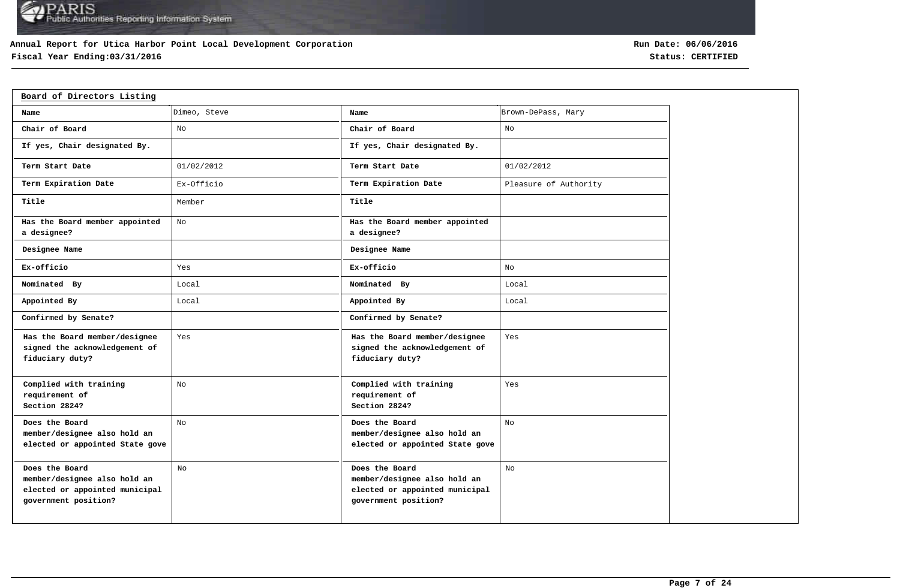Annual Report for Utica Harbor Point Local Development Corporation

Fiscal Year Ending:03/31/2016

Run Date: 06/06/2016

Status: CERTIFIED

## Board of Directors Listing

| Name | Dimeo, Steve | Name | Brown-DePass, Mary |
|---|---|---|---|
| Chair of Board | No | Chair of Board | No |
| If yes, Chair designated By. | | If yes, Chair designated By. | |
| Term Start Date | 01/02/2012 | Term Start Date | 01/02/2012 |
| Term Expiration Date | Ex-Officio | Term Expiration Date | Pleasure of Authority |
| Title | Member | Title | |
| Has the Board member appointed a designee? | No | Has the Board member appointed a designee? | |
| Designee Name | | Designee Name | |
| Ex-officio | Yes | Ex-officio | No |
| Nominated By | Local | Nominated By | Local |
| Appointed By | Local | Appointed By | Local |
| Confirmed by Senate? | | Confirmed by Senate? | |
| Has the Board member/designee signed the acknowledgement of fiduciary duty? | Yes | Has the Board member/designee signed the acknowledgement of fiduciary duty? | Yes |
| Complied with training requirement of Section 2824? | No | Complied with training requirement of Section 2824? | Yes |
| Does the Board member/designee also hold an elected or appointed State gove | No | Does the Board member/designee also hold an elected or appointed State gove | No |
| Does the Board member/designee also hold an elected or appointed municipal government position? | No | Does the Board member/designee also hold an elected or appointed municipal government position? | No |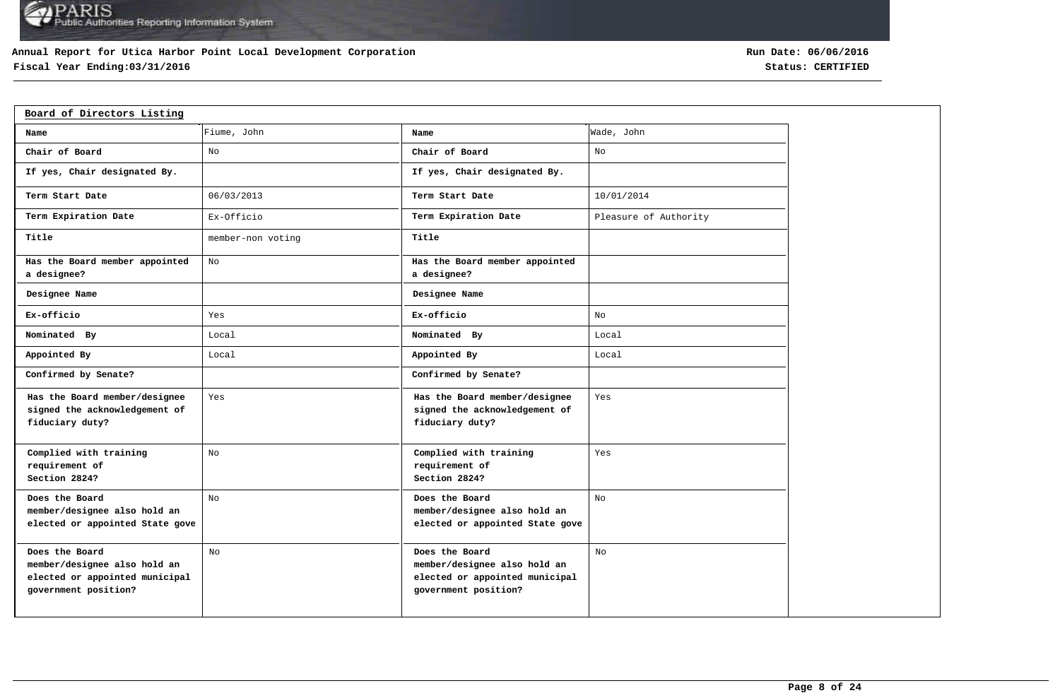**Annual Report for Utica Harbor Point Local Development Corporation**
**Fiscal Year Ending:03/31/2016**

**Run Date: 06/06/2016**
**Status: CERTIFIED**

## Board of Directors Listing

| Name | Fiume, John | Name | Wade, John |
|---|---|---|---|
| Chair of Board | No | Chair of Board | No |
| If yes, Chair designated By. | | If yes, Chair designated By. | |
| Term Start Date | 06/03/2013 | Term Start Date | 10/01/2014 |
| Term Expiration Date | Ex-Officio | Term Expiration Date | Pleasure of Authority |
| Title | member-non voting | Title | |
| Has the Board member appointed a designee? | No | Has the Board member appointed a designee? | |
| Designee Name | | Designee Name | |
| Ex-officio | Yes | Ex-officio | No |
| Nominated By | Local | Nominated By | Local |
| Appointed By | Local | Appointed By | Local |
| Confirmed by Senate? | | Confirmed by Senate? | |
| Has the Board member/designee signed the acknowledgement of fiduciary duty? | Yes | Has the Board member/designee signed the acknowledgement of fiduciary duty? | Yes |
| Complied with training requirement of Section 2824? | No | Complied with training requirement of Section 2824? | Yes |
| Does the Board member/designee also hold an elected or appointed State gove | No | Does the Board member/designee also hold an elected or appointed State gove | No |
| Does the Board member/designee also hold an elected or appointed municipal government position? | No | Does the Board member/designee also hold an elected or appointed municipal government position? | No |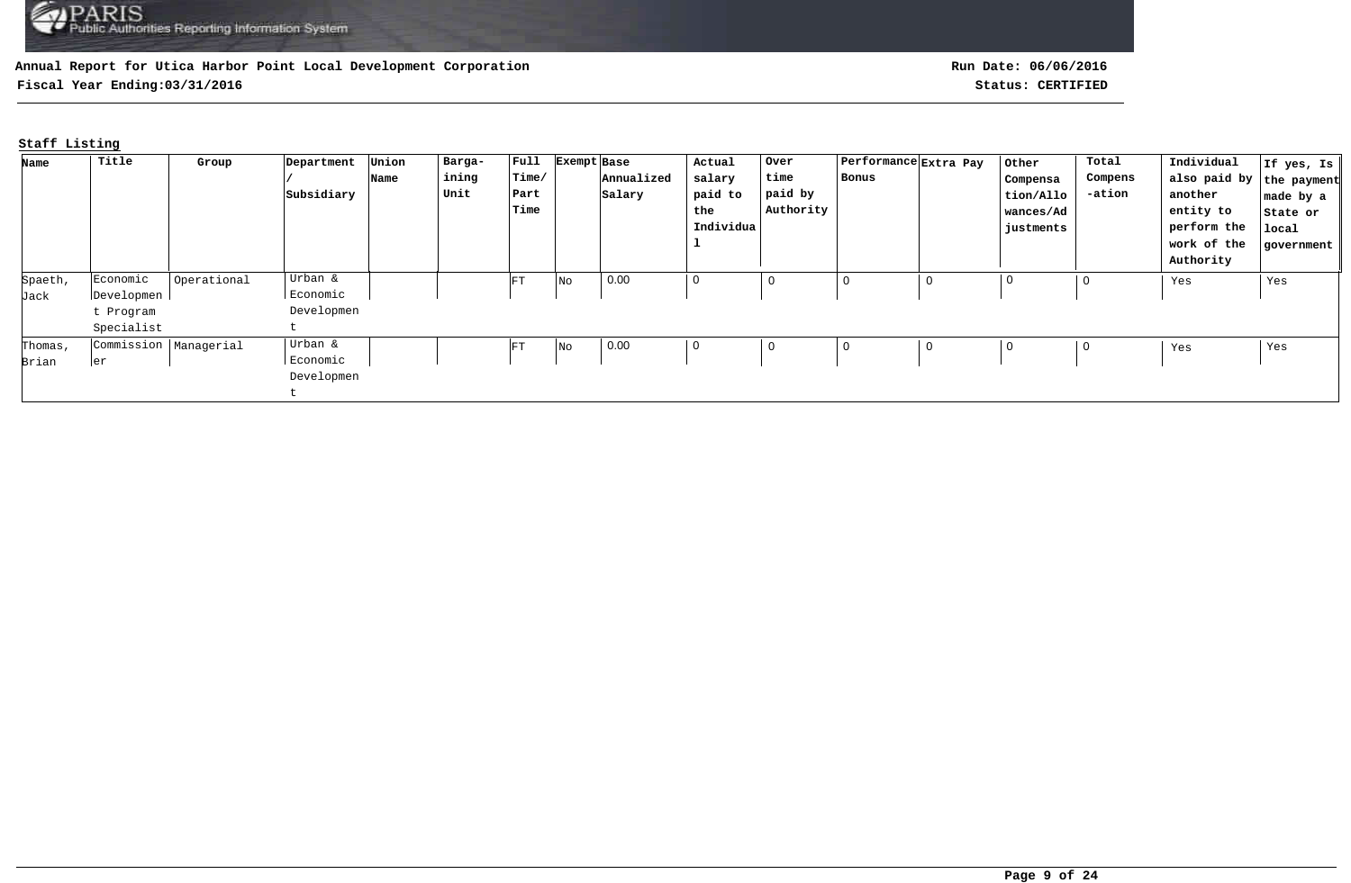**Annual Report for Utica Harbor Point Local Development Corporation**

**Fiscal Year Ending:03/31/2016**

**Run Date: 06/06/2016**

**Status: CERTIFIED**

**Staff Listing**

| Name | Title | Group | Department / Subsidiary | Union Name | Bargaining Unit | Full Time/ Part Time | Exempt | Base Annualized Salary | Actual salary paid to the Individual | Over time paid by Authority | Performance Bonus | Extra Pay | Other Compensation/Allowances/Adjustments | Total Compensation | Individual also paid by another entity to perform the work of the Authority | If yes, Is the payment made by a State or local government |
|---|---|---|---|---|---|---|---|---|---|---|---|---|---|---|---|---|
| Spaeth, Jack | Economic Development Program Specialist | Operational | Urban & Economic Development | | | FT | No | 0.00 | 0 | 0 | 0 | 0 | 0 | 0 | Yes | Yes |
| Thomas, Brian | Commissioner | Managerial | Urban & Economic Development | | | FT | No | 0.00 | 0 | 0 | 0 | 0 | 0 | 0 | Yes | Yes |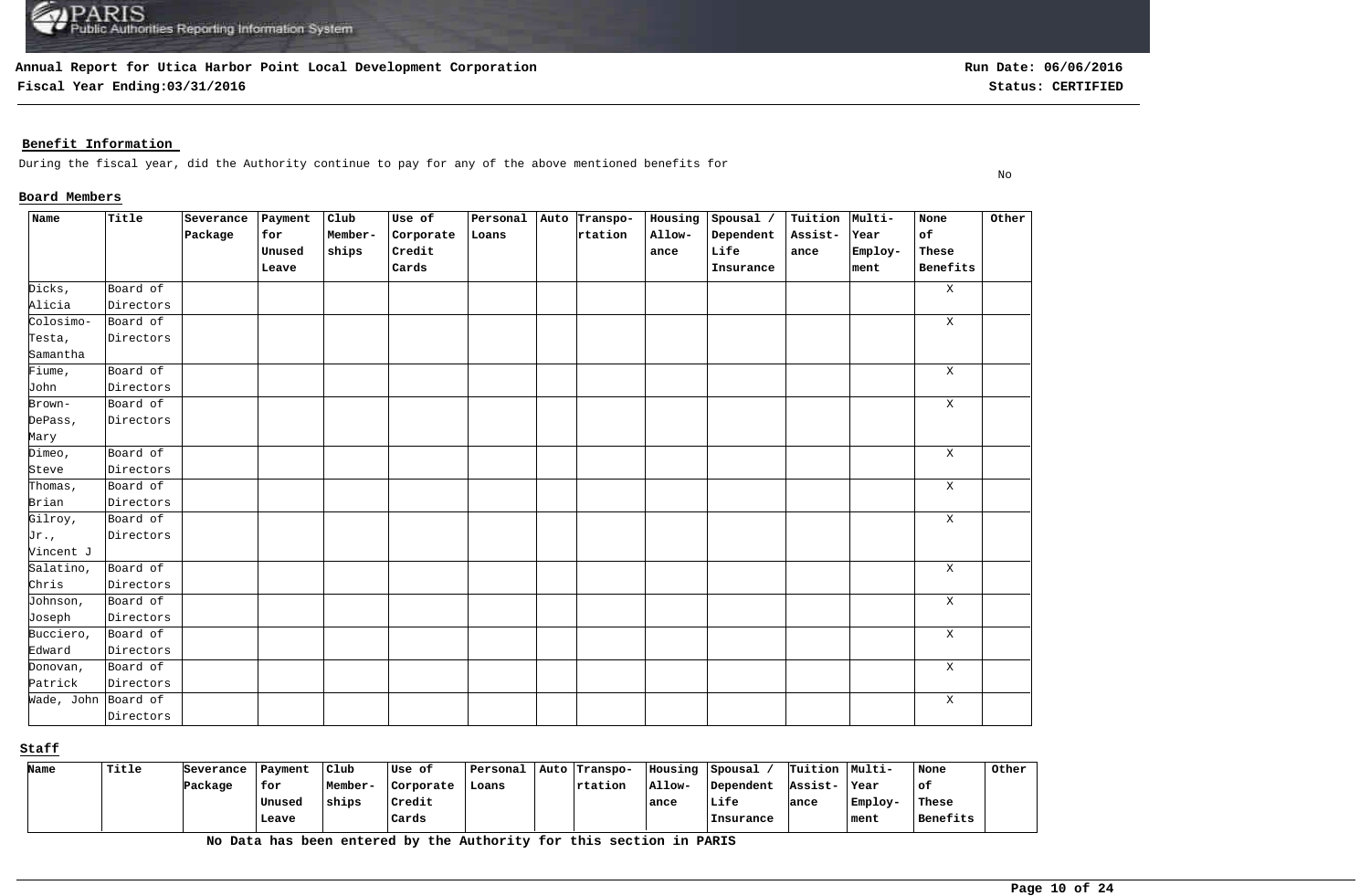**Annual Report for Utica Harbor Point Local Development Corporation**

**Fiscal Year Ending:03/31/2016**

**Run Date: 06/06/2016**

**Status: CERTIFIED**

## Benefit Information

During the fiscal year, did the Authority continue to pay for any of the above mentioned benefits for No

### Board Members

| Name | Title | Severance Package | Payment for Unused Leave | Club Member-ships | Use of Corporate Credit Cards | Personal Loans | Auto | Transpo-rtation | Housing Allow-ance | Spousal / Dependent Life Insurance | Tuition Assist-ance | Multi-Year Employ-ment | None of These Benefits | Other |
|---|---|---|---|---|---|---|---|---|---|---|---|---|---|---|
| Dicks, Alicia | Board of Directors | | | | | | | | | | | | X | |
| Colosimo-Testa, Samantha | Board of Directors | | | | | | | | | | | | X | |
| Fiume, John | Board of Directors | | | | | | | | | | | | X | |
| Brown-DePass, Mary | Board of Directors | | | | | | | | | | | | X | |
| Dimeo, Steve | Board of Directors | | | | | | | | | | | | X | |
| Thomas, Brian | Board of Directors | | | | | | | | | | | | X | |
| Gilroy, Jr., Vincent J | Board of Directors | | | | | | | | | | | | X | |
| Salatino, Chris | Board of Directors | | | | | | | | | | | | X | |
| Johnson, Joseph | Board of Directors | | | | | | | | | | | | X | |
| Bucciero, Edward | Board of Directors | | | | | | | | | | | | X | |
| Donovan, Patrick | Board of Directors | | | | | | | | | | | | X | |
| Wade, John | Board of Directors | | | | | | | | | | | | X | |

### Staff

| Name | Title | Severance Package | Payment for Unused Leave | Club Member-ships | Use of Corporate Credit Cards | Personal Loans | Auto | Transpo-rtation | Housing Allow-ance | Spousal / Dependent Life Insurance | Tuition Assist-ance | Multi-Year Employ-ment | None of These Benefits | Other |
|---|---|---|---|---|---|---|---|---|---|---|---|---|---|---|

**No Data has been entered by the Authority for this section in PARIS**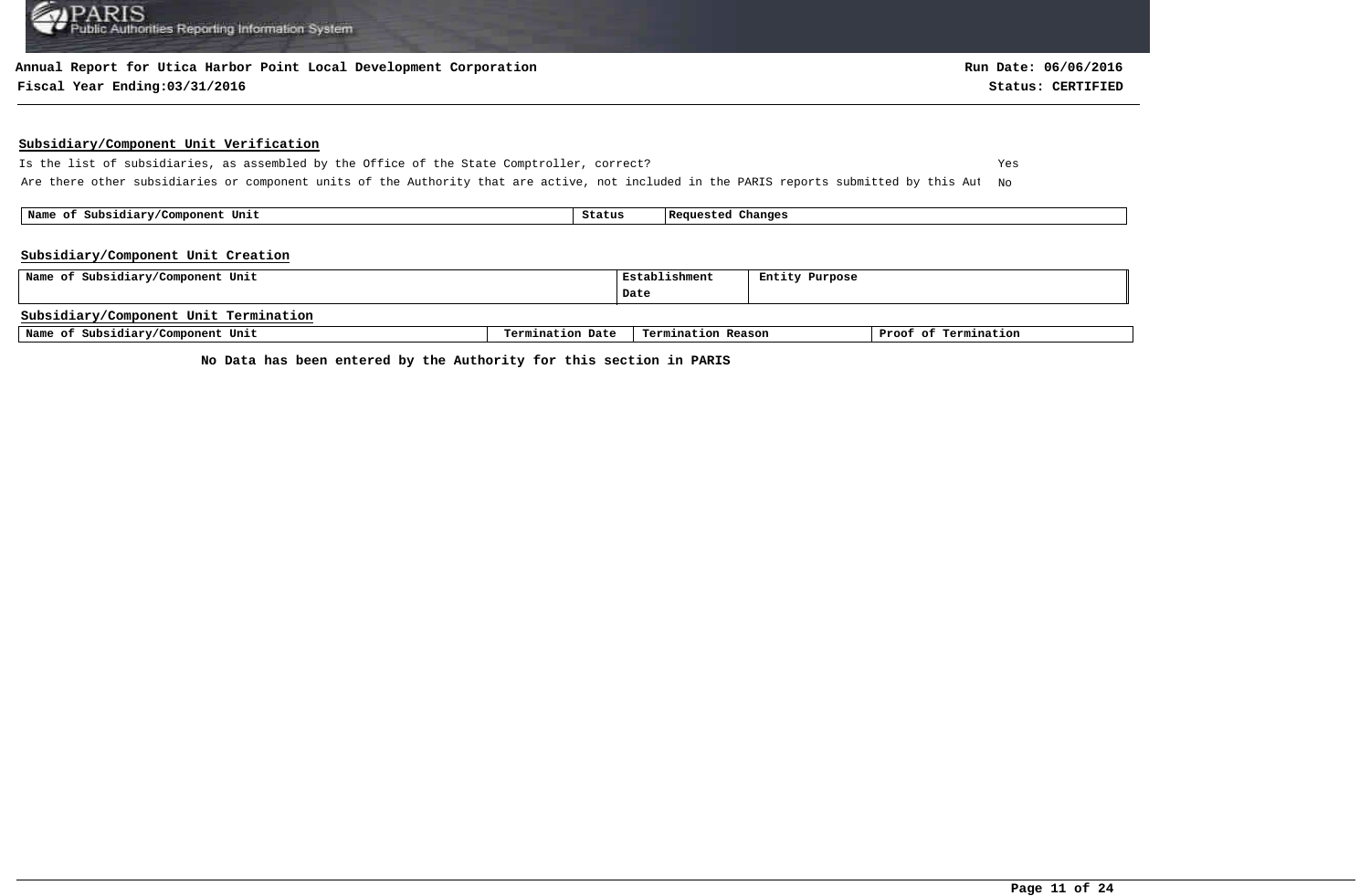**Annual Report for Utica Harbor Point Local Development Corporation**

**Fiscal Year Ending:03/31/2016**

**Run Date: 06/06/2016**

**Status: CERTIFIED**

## Subsidiary/Component Unit Verification

Is the list of subsidiaries, as assembled by the Office of the State Comptroller, correct? Yes

Are there other subsidiaries or component units of the Authority that are active, not included in the PARIS reports submitted by this Aut No

| Name of Subsidiary/Component Unit | Status | Requested Changes |
| --- | --- | --- |

## Subsidiary/Component Unit Creation

| Name of Subsidiary/Component Unit | Establishment Date | Entity Purpose |
| --- | --- | --- |

## Subsidiary/Component Unit Termination

| Name of Subsidiary/Component Unit | Termination Date | Termination Reason | Proof of Termination |
| --- | --- | --- | --- |

**No Data has been entered by the Authority for this section in PARIS**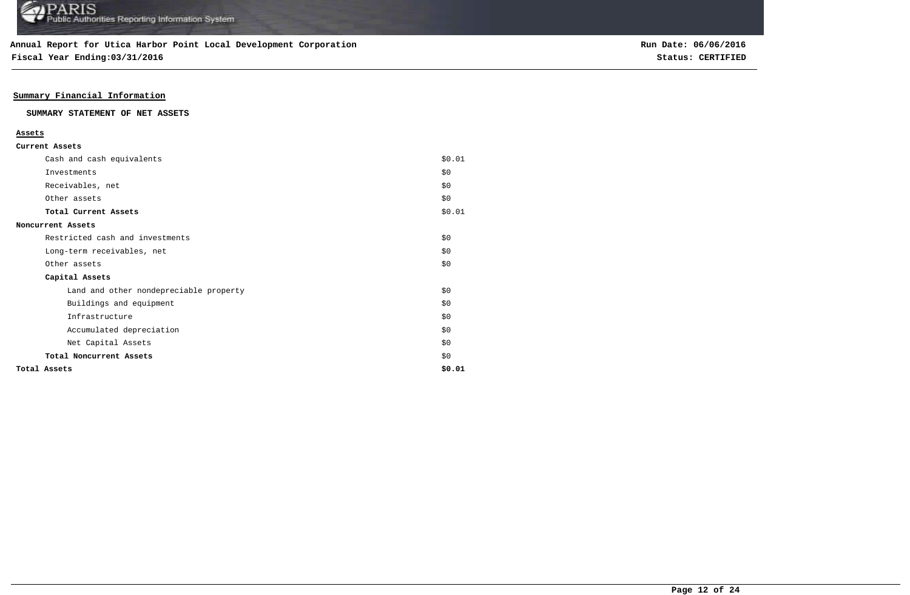**Annual Report for Utica Harbor Point Local Development Corporation**
**Fiscal Year Ending:03/31/2016**

**Run Date: 06/06/2016**
**Status: CERTIFIED**

## Summary Financial Information

### SUMMARY STATEMENT OF NET ASSETS

| **Assets** | |
|---|---|
| **Current Assets** | |
| Cash and cash equivalents | $0.01 |
| Investments | $0 |
| Receivables, net | $0 |
| Other assets | $0 |
| **Total Current Assets** | $0.01 |
| **Noncurrent Assets** | |
| Restricted cash and investments | $0 |
| Long-term receivables, net | $0 |
| Other assets | $0 |
| **Capital Assets** | |
| Land and other nondepreciable property | $0 |
| Buildings and equipment | $0 |
| Infrastructure | $0 |
| Accumulated depreciation | $0 |
| Net Capital Assets | $0 |
| **Total Noncurrent Assets** | $0 |
| **Total Assets** | **$0.01** |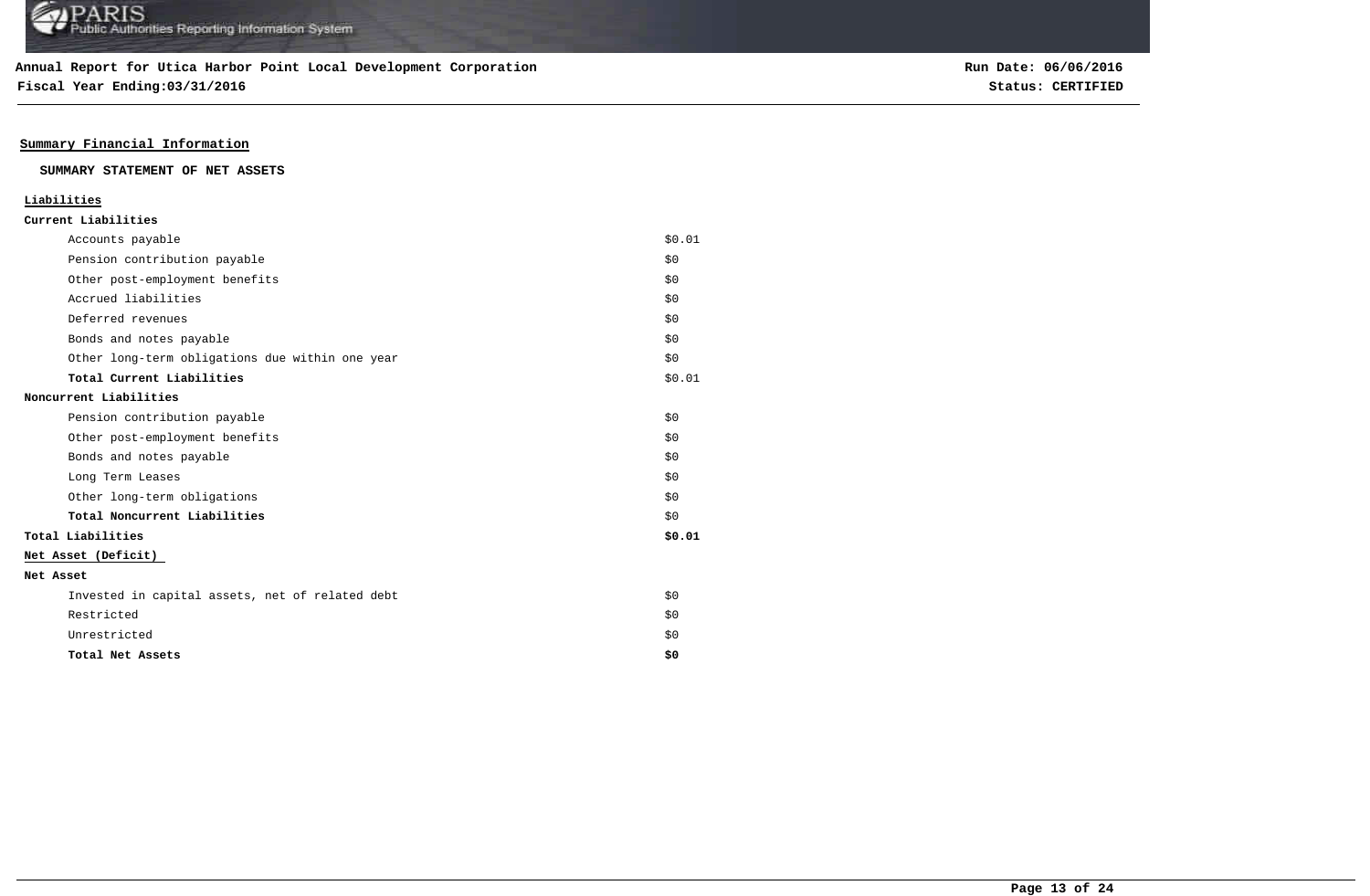**Annual Report for Utica Harbor Point Local Development Corporation**
**Fiscal Year Ending:03/31/2016**

**Run Date: 06/06/2016**
**Status: CERTIFIED**

## Summary Financial Information

### SUMMARY STATEMENT OF NET ASSETS

| | |
|---|---|
| **Liabilities** | |
| **Current Liabilities** | |
| Accounts payable | $0.01 |
| Pension contribution payable | $0 |
| Other post-employment benefits | $0 |
| Accrued liabilities | $0 |
| Deferred revenues | $0 |
| Bonds and notes payable | $0 |
| Other long-term obligations due within one year | $0 |
| **Total Current Liabilities** | $0.01 |
| **Noncurrent Liabilities** | |
| Pension contribution payable | $0 |
| Other post-employment benefits | $0 |
| Bonds and notes payable | $0 |
| Long Term Leases | $0 |
| Other long-term obligations | $0 |
| **Total Noncurrent Liabilities** | $0 |
| **Total Liabilities** | **$0.01** |
| **Net Asset (Deficit)** | |
| **Net Asset** | |
| Invested in capital assets, net of related debt | $0 |
| Restricted | $0 |
| Unrestricted | $0 |
| **Total Net Assets** | **$0** |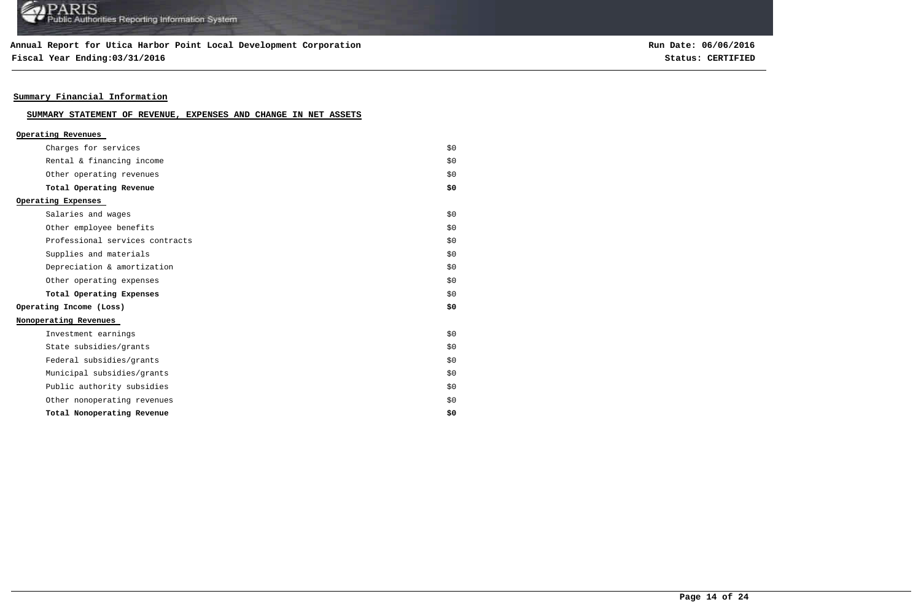**Annual Report for Utica Harbor Point Local Development Corporation**

**Fiscal Year Ending:03/31/2016**

**Run Date: 06/06/2016**

**Status: CERTIFIED**

## Summary Financial Information

### SUMMARY STATEMENT OF REVENUE, EXPENSES AND CHANGE IN NET ASSETS

| | |
|---|---|
| **Operating Revenues** | |
| Charges for services | $0 |
| Rental & financing income | $0 |
| Other operating revenues | $0 |
| **Total Operating Revenue** | **$0** |
| **Operating Expenses** | |
| Salaries and wages | $0 |
| Other employee benefits | $0 |
| Professional services contracts | $0 |
| Supplies and materials | $0 |
| Depreciation & amortization | $0 |
| Other operating expenses | $0 |
| **Total Operating Expenses** | $0 |
| **Operating Income (Loss)** | **$0** |
| **Nonoperating Revenues** | |
| Investment earnings | $0 |
| State subsidies/grants | $0 |
| Federal subsidies/grants | $0 |
| Municipal subsidies/grants | $0 |
| Public authority subsidies | $0 |
| Other nonoperating revenues | $0 |
| **Total Nonoperating Revenue** | **$0** |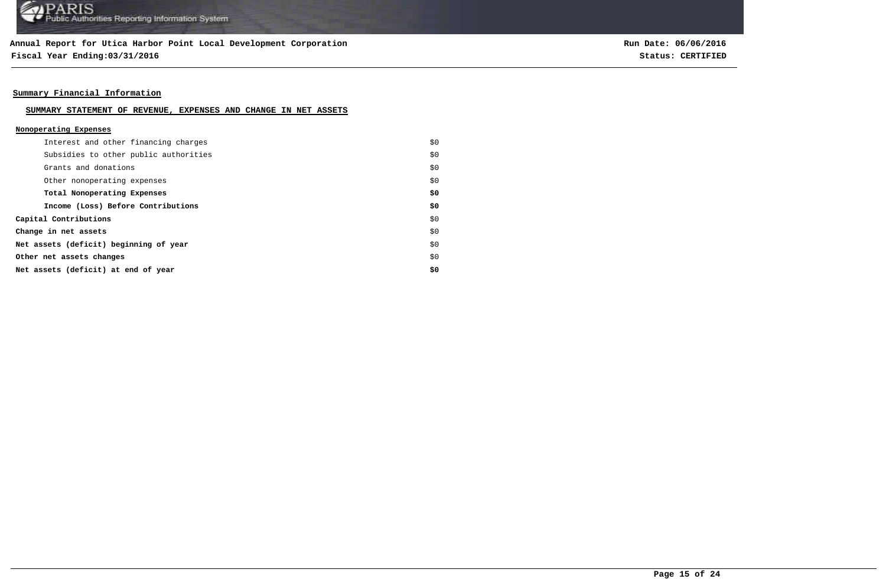## Summary Financial Information

### SUMMARY STATEMENT OF REVENUE, EXPENSES AND CHANGE IN NET ASSETS

**Nonoperating Expenses**

| Item | Amount |
|---|---|
| Interest and other financing charges | $0 |
| Subsidies to other public authorities | $0 |
| Grants and donations | $0 |
| Other nonoperating expenses | $0 |
| **Total Nonoperating Expenses** | **$0** |
| **Income (Loss) Before Contributions** | **$0** |
| **Capital Contributions** | $0 |
| **Change in net assets** | $0 |
| **Net assets (deficit) beginning of year** | $0 |
| **Other net assets changes** | $0 |
| **Net assets (deficit) at end of year** | **$0** |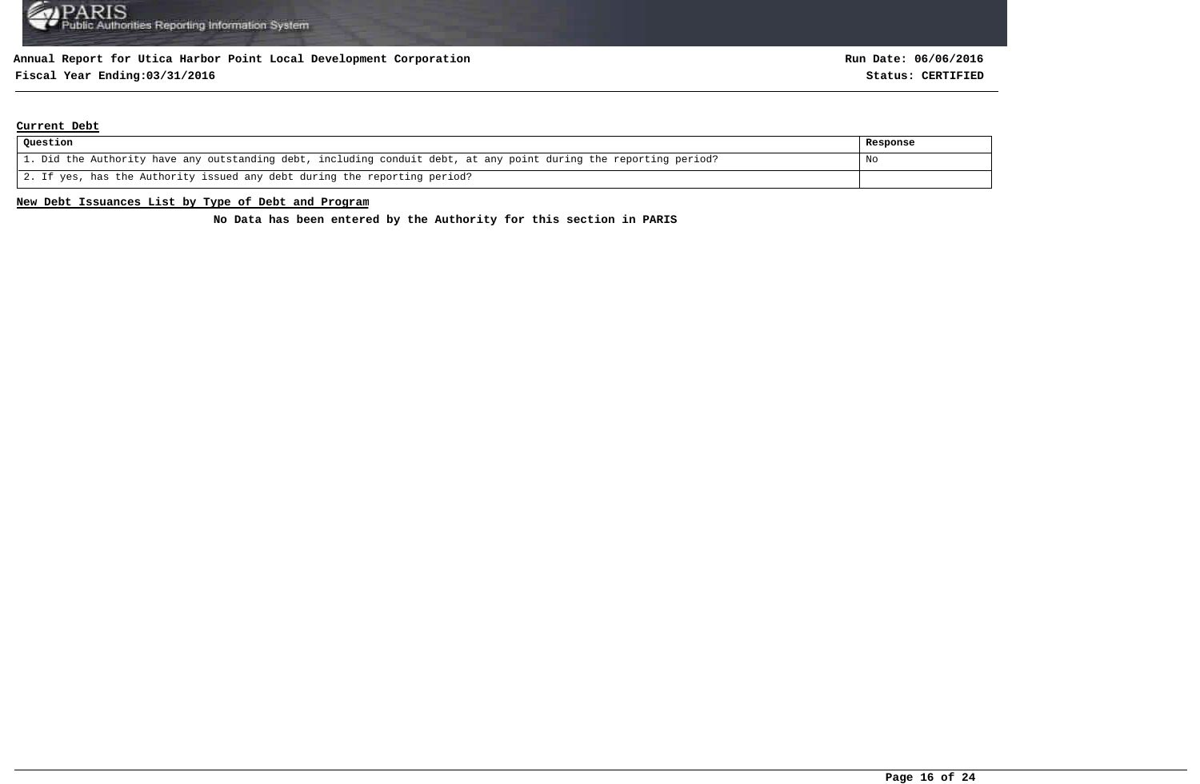**Annual Report for Utica Harbor Point Local Development Corporation**

**Fiscal Year Ending:03/31/2016**

**Run Date: 06/06/2016**

**Status: CERTIFIED**

## Current Debt

| Question | Response |
|---|---|
| 1. Did the Authority have any outstanding debt, including conduit debt, at any point during the reporting period? | No |
| 2. If yes, has the Authority issued any debt during the reporting period? | |

## New Debt Issuances List by Type of Debt and Program

**No Data has been entered by the Authority for this section in PARIS**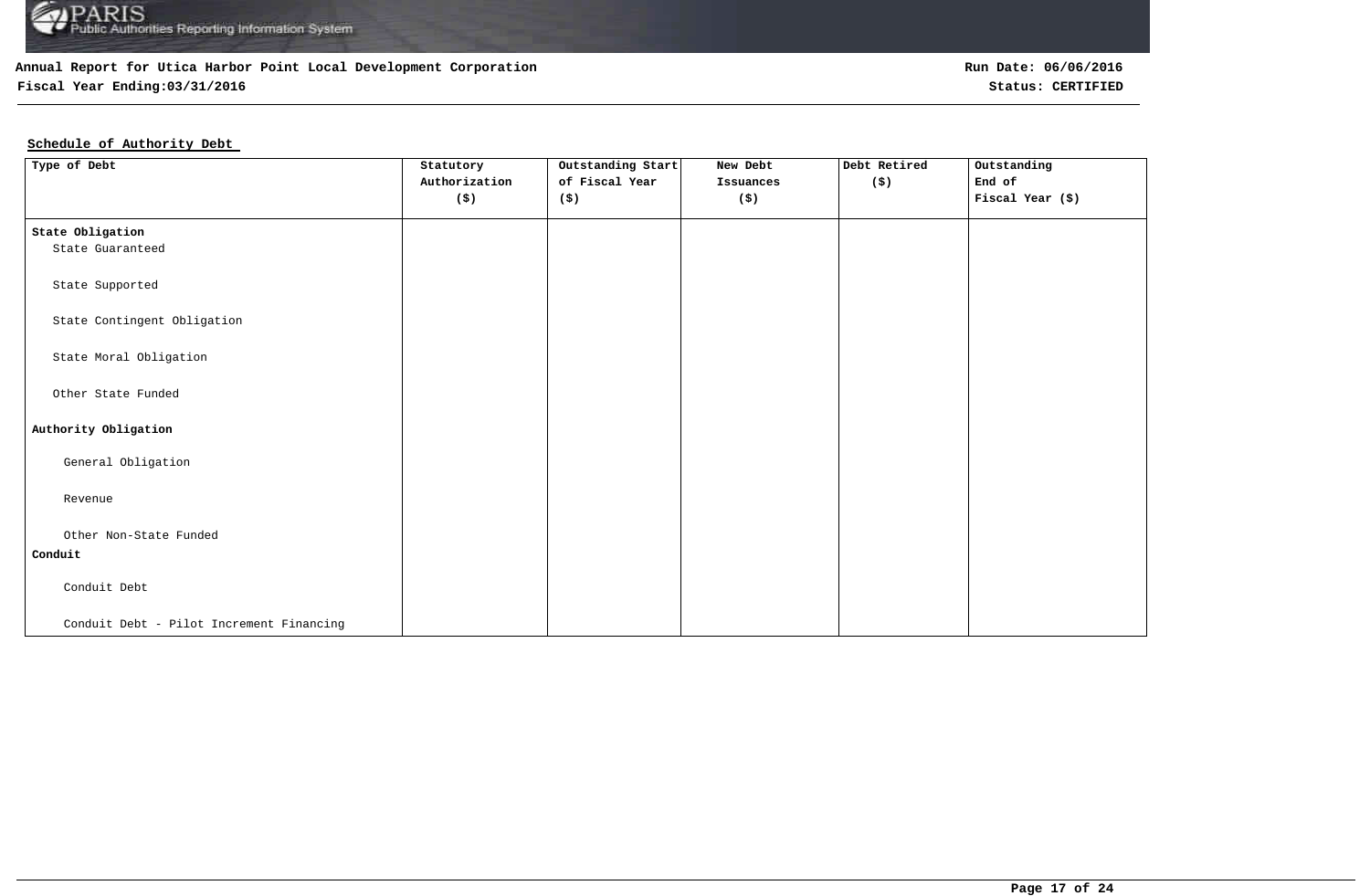**Annual Report for Utica Harbor Point Local Development Corporation**
**Fiscal Year Ending:03/31/2016**

**Run Date: 06/06/2016**
**Status: CERTIFIED**

## Schedule of Authority Debt

| Type of Debt | Statutory Authorization ($) | Outstanding Start of Fiscal Year ($) | New Debt Issuances ($) | Debt Retired ($) | Outstanding End of Fiscal Year ($) |
|---|---|---|---|---|---|
| **State Obligation** | | | | | |
| State Guaranteed | | | | | |
| State Supported | | | | | |
| State Contingent Obligation | | | | | |
| State Moral Obligation | | | | | |
| Other State Funded | | | | | |
| **Authority Obligation** | | | | | |
| General Obligation | | | | | |
| Revenue | | | | | |
| Other Non-State Funded | | | | | |
| **Conduit** | | | | | |
| Conduit Debt | | | | | |
| Conduit Debt - Pilot Increment Financing | | | | | |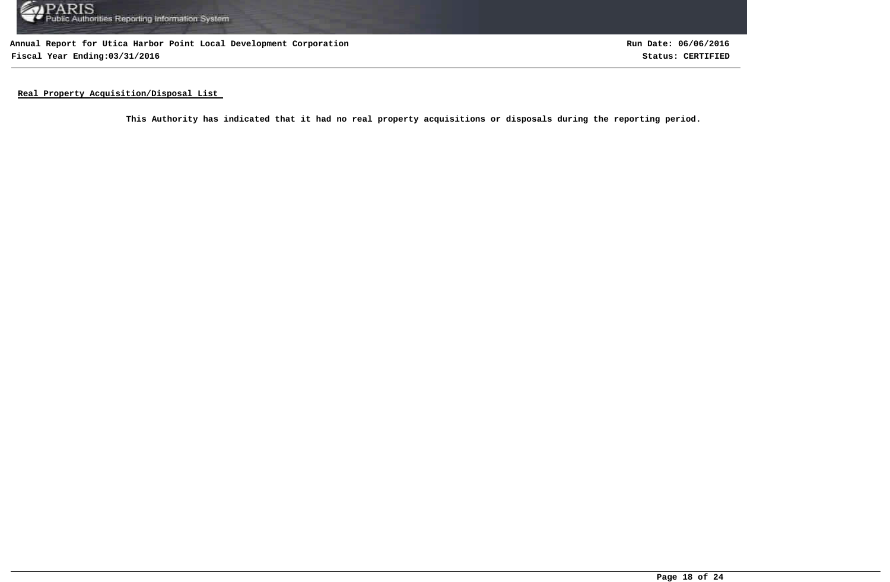**Annual Report for Utica Harbor Point Local Development Corporation**

**Fiscal Year Ending:03/31/2016**

**Run Date: 06/06/2016**

**Status: CERTIFIED**

## Real Property Acquisition/Disposal List

**This Authority has indicated that it had no real property acquisitions or disposals during the reporting period.**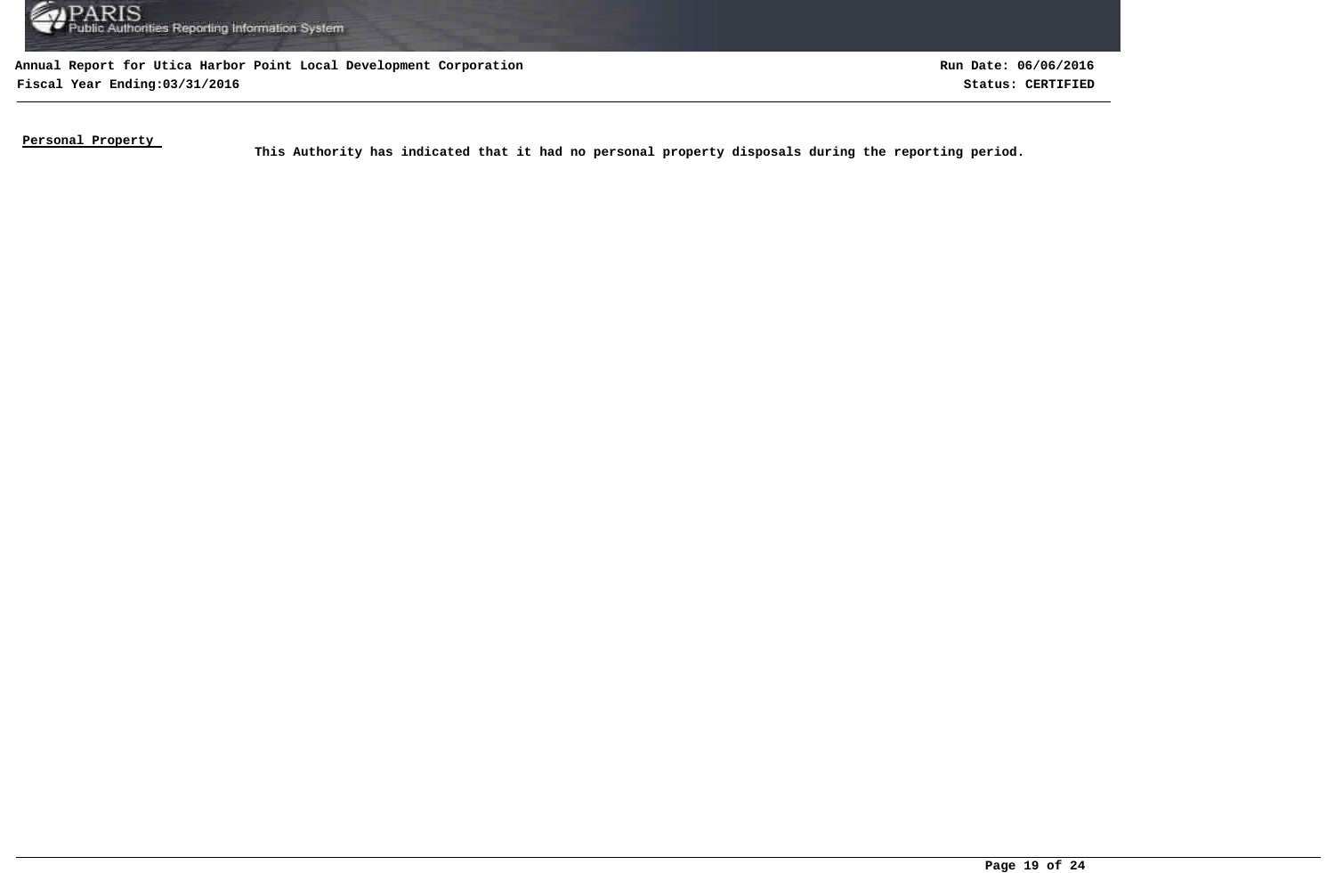**Annual Report for Utica Harbor Point Local Development Corporation**

**Fiscal Year Ending:03/31/2016**

**Run Date: 06/06/2016**

**Status: CERTIFIED**

**Personal Property**

**This Authority has indicated that it had no personal property disposals during the reporting period.**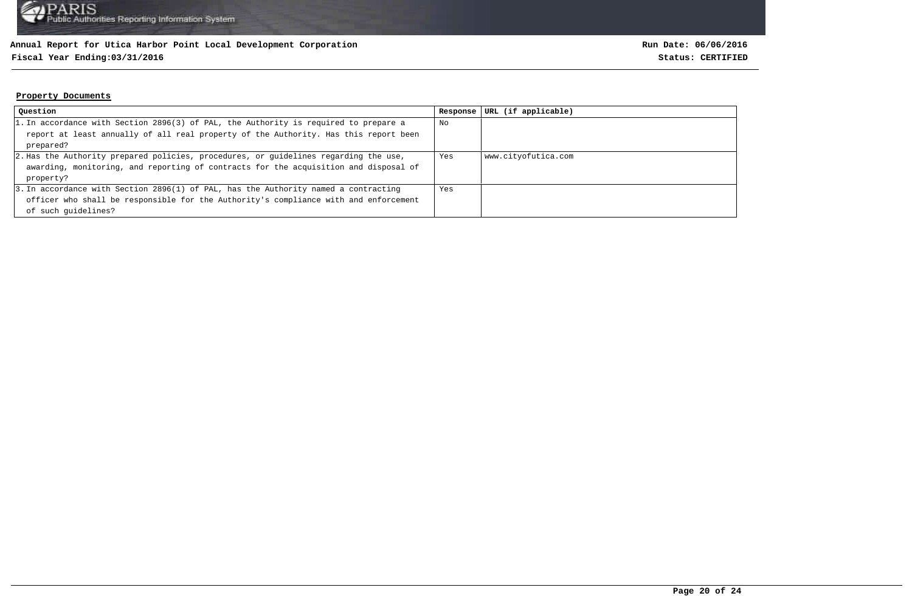**Annual Report for Utica Harbor Point Local Development Corporation**

**Fiscal Year Ending:03/31/2016**

**Run Date: 06/06/2016**

**Status: CERTIFIED**

## Property Documents

| Question | Response | URL (if applicable) |
|---|---|---|
| 1. In accordance with Section 2896(3) of PAL, the Authority is required to prepare a report at least annually of all real property of the Authority. Has this report been prepared? | No | |
| 2. Has the Authority prepared policies, procedures, or guidelines regarding the use, awarding, monitoring, and reporting of contracts for the acquisition and disposal of property? | Yes | www.cityofutica.com |
| 3. In accordance with Section 2896(1) of PAL, has the Authority named a contracting officer who shall be responsible for the Authority's compliance with and enforcement of such guidelines? | Yes | |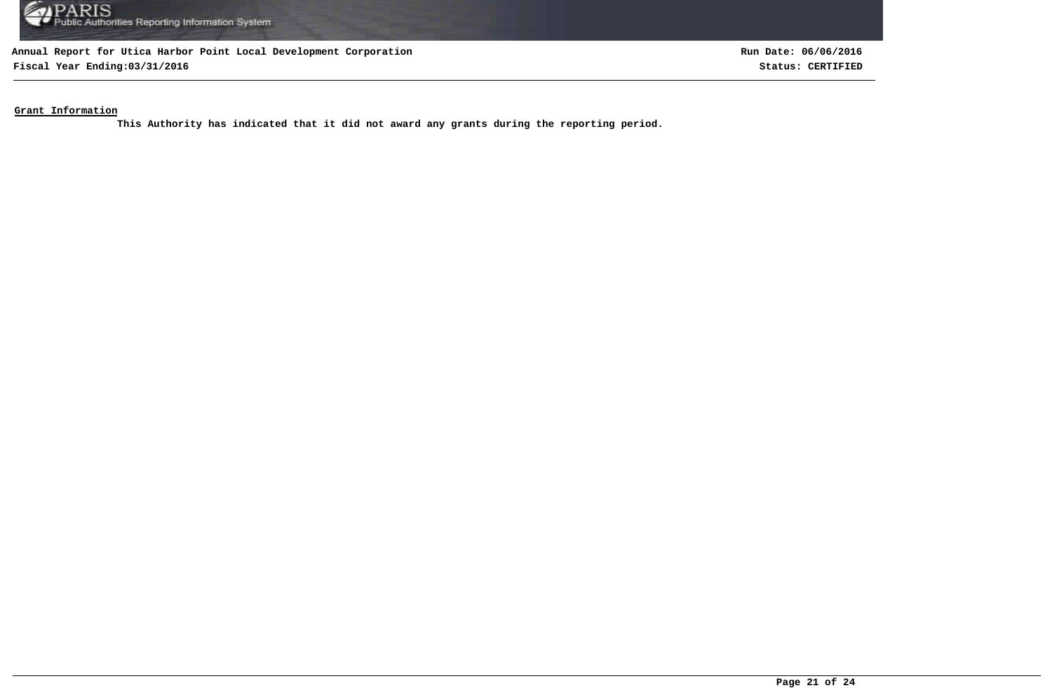## Grant Information

**This Authority has indicated that it did not award any grants during the reporting period.**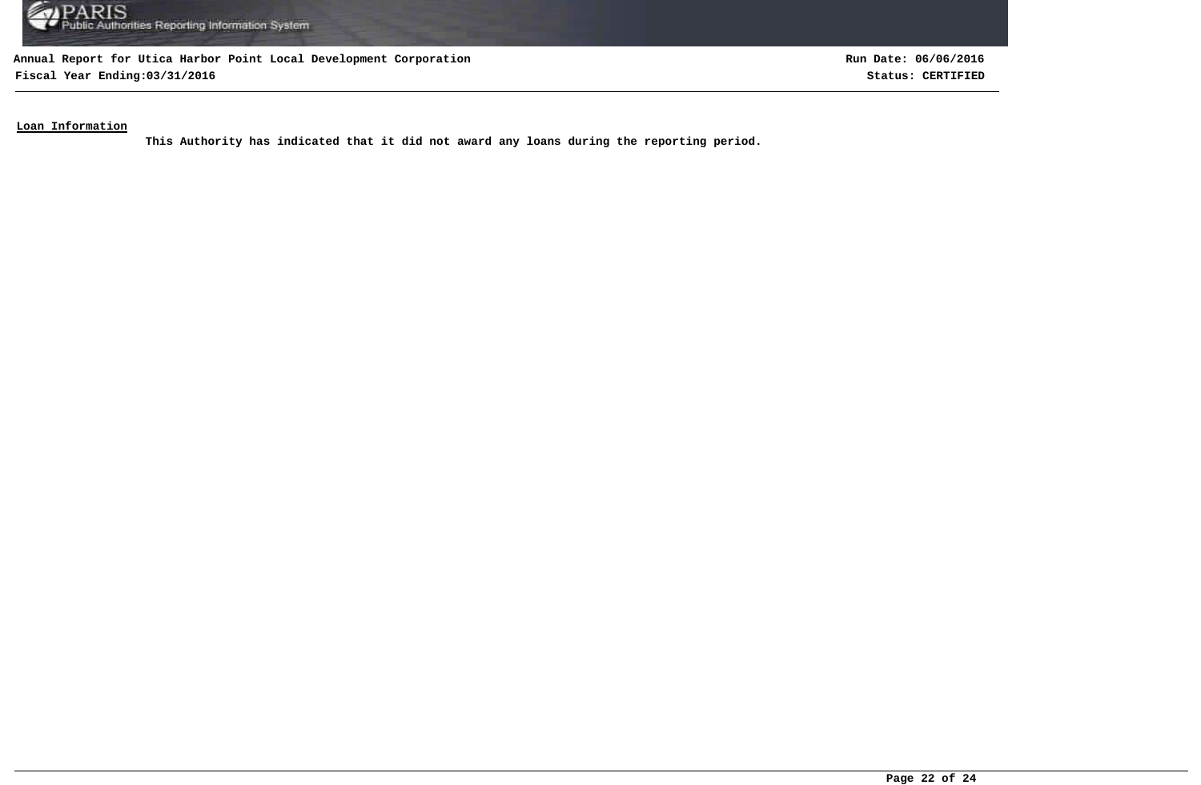**Annual Report for Utica Harbor Point Local Development Corporation** **Run Date: 06/06/2016**

**Fiscal Year Ending:03/31/2016** **Status: CERTIFIED**

## Loan Information

**This Authority has indicated that it did not award any loans during the reporting period.**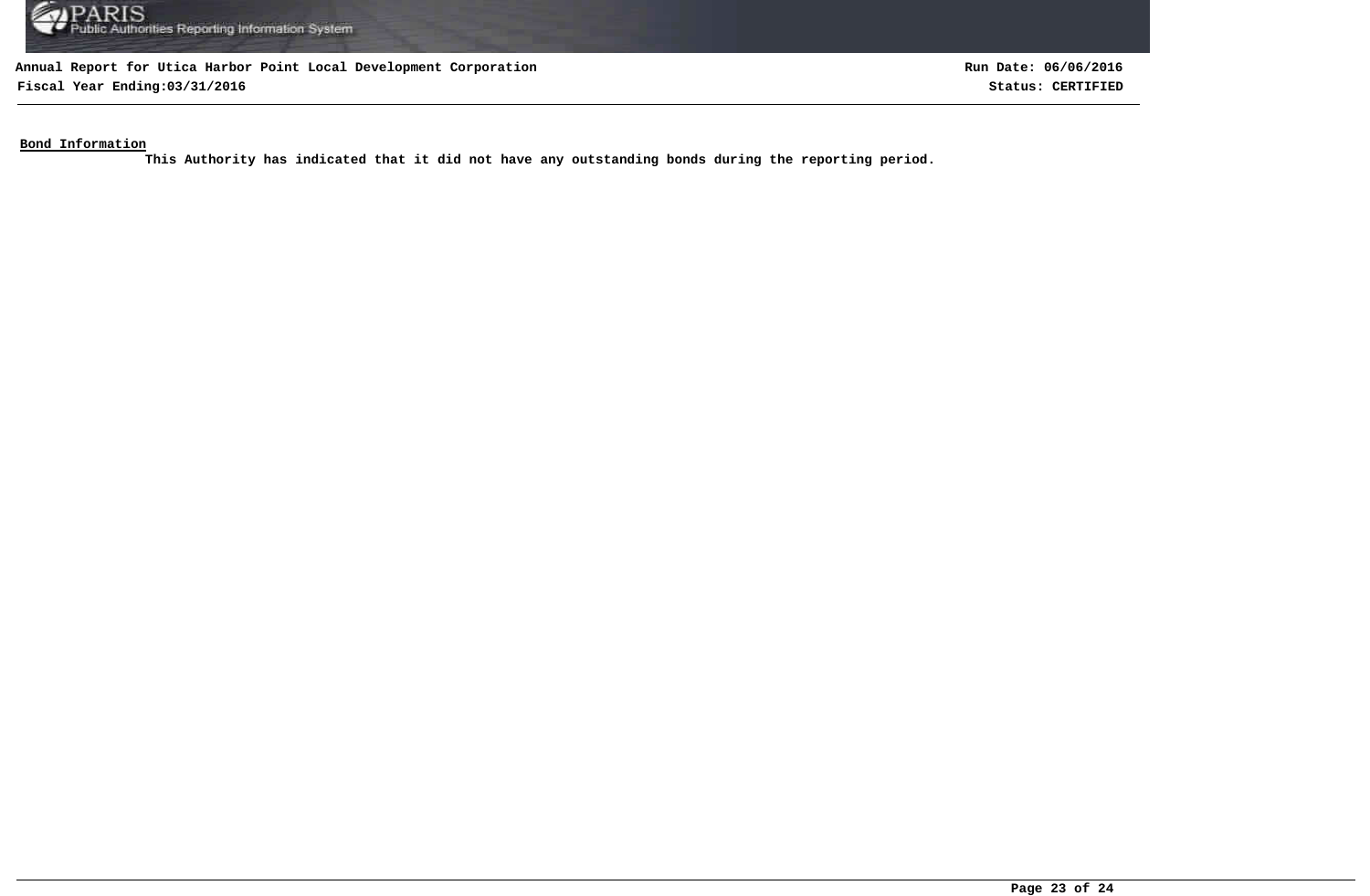**Bond Information**

**This Authority has indicated that it did not have any outstanding bonds during the reporting period.**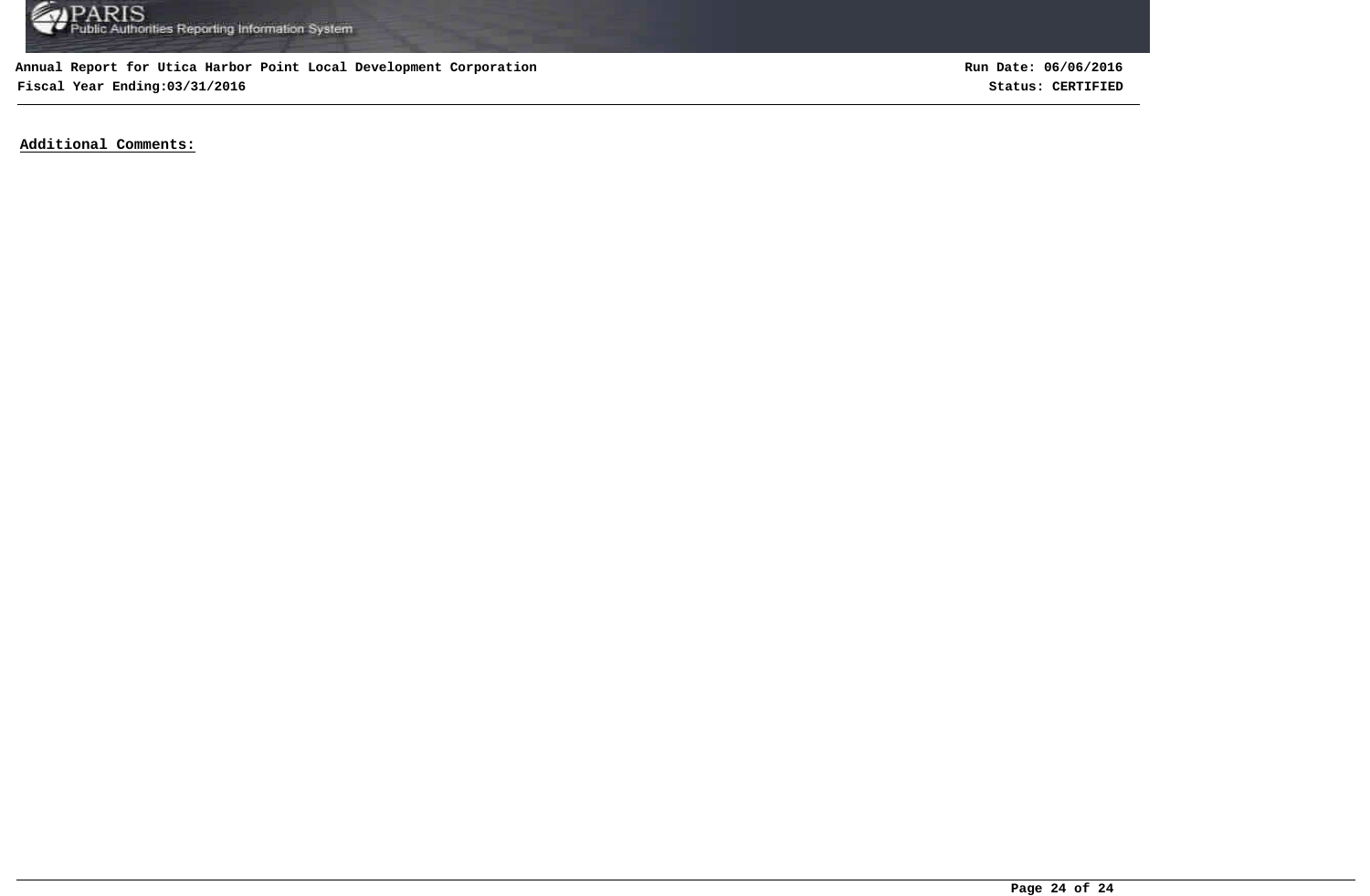**Additional Comments:**